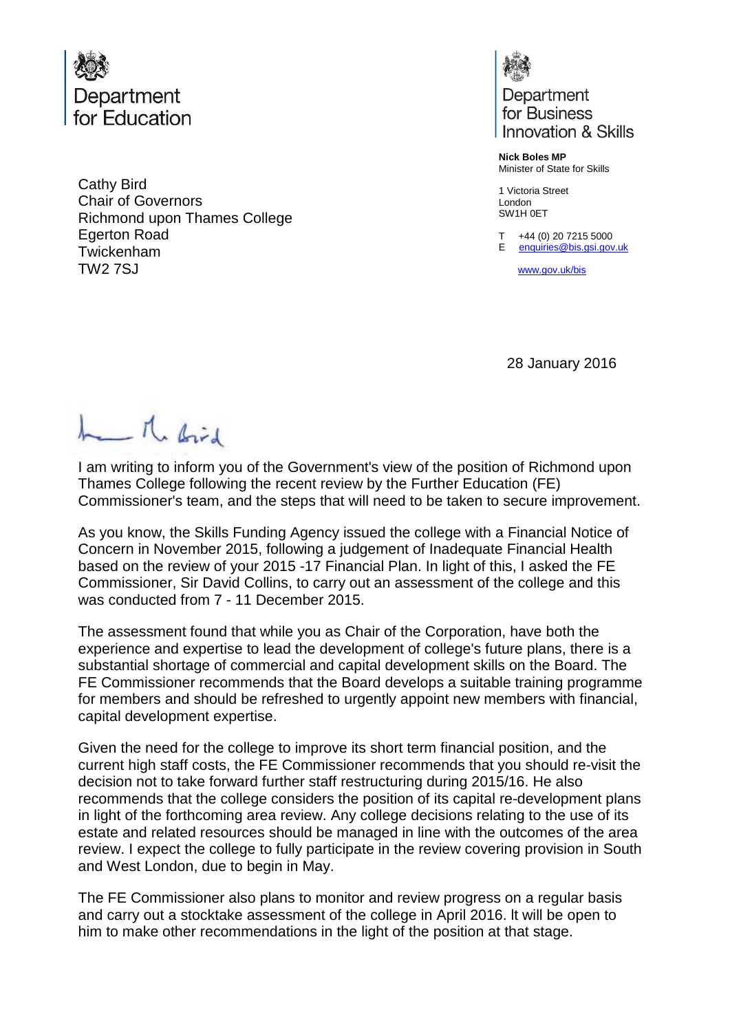Department for Education

Department for Business Innovation & Skills

**Nick Boles MP**
Minister of State for Skills

1 Victoria Street
London
SW1H 0ET

T +44 (0) 20 7215 5000
E enquiries@bis.gsi.gov.uk

www.gov.uk/bis

Cathy Bird
Chair of Governors
Richmond upon Thames College
Egerton Road
Twickenham
TW2 7SJ

28 January 2016

Dear Ms Bird

I am writing to inform you of the Government's view of the position of Richmond upon Thames College following the recent review by the Further Education (FE) Commissioner's team, and the steps that will need to be taken to secure improvement.

As you know, the Skills Funding Agency issued the college with a Financial Notice of Concern in November 2015, following a judgement of Inadequate Financial Health based on the review of your 2015 -17 Financial Plan. In light of this, I asked the FE Commissioner, Sir David Collins, to carry out an assessment of the college and this was conducted from 7 - 11 December 2015.

The assessment found that while you as Chair of the Corporation, have both the experience and expertise to lead the development of college's future plans, there is a substantial shortage of commercial and capital development skills on the Board. The FE Commissioner recommends that the Board develops a suitable training programme for members and should be refreshed to urgently appoint new members with financial, capital development expertise.

Given the need for the college to improve its short term financial position, and the current high staff costs, the FE Commissioner recommends that you should re-visit the decision not to take forward further staff restructuring during 2015/16. He also recommends that the college considers the position of its capital re-development plans in light of the forthcoming area review. Any college decisions relating to the use of its estate and related resources should be managed in line with the outcomes of the area review. I expect the college to fully participate in the review covering provision in South and West London, due to begin in May.

The FE Commissioner also plans to monitor and review progress on a regular basis and carry out a stocktake assessment of the college in April 2016. It will be open to him to make other recommendations in the light of the position at that stage.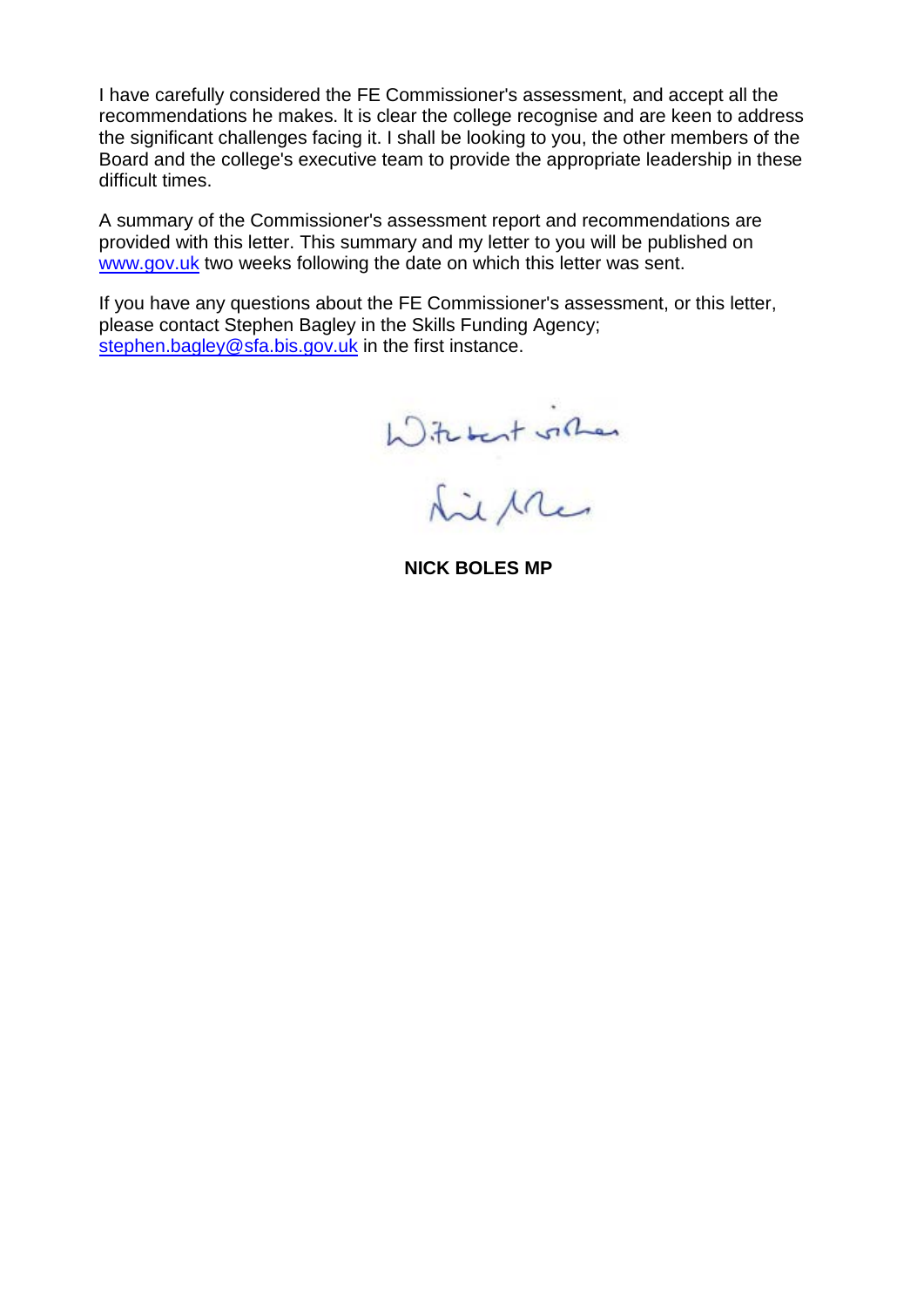I have carefully considered the FE Commissioner's assessment, and accept all the recommendations he makes. It is clear the college recognise and are keen to address the significant challenges facing it. I shall be looking to you, the other members of the Board and the college's executive team to provide the appropriate leadership in these difficult times.

A summary of the Commissioner's assessment report and recommendations are provided with this letter. This summary and my letter to you will be published on www.gov.uk two weeks following the date on which this letter was sent.

If you have any questions about the FE Commissioner's assessment, or this letter, please contact Stephen Bagley in the Skills Funding Agency; stephen.bagley@sfa.bis.gov.uk in the first instance.

With best wishes

Nick Boles

**NICK BOLES MP**